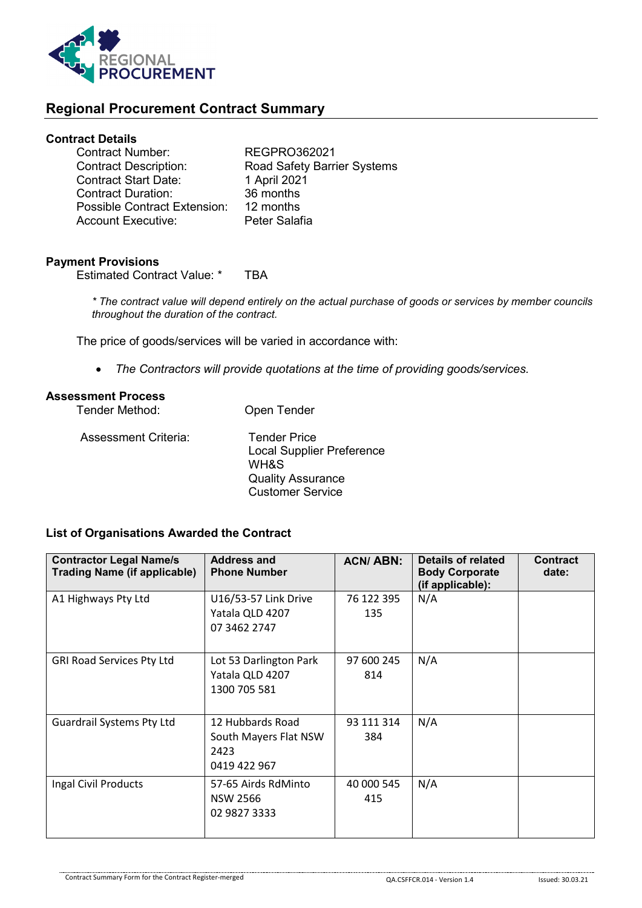## Regional Procurement Contract Summary

### Contract Details

| | |
|---|---|
| Contract Number: | REGPRO362021 |
| Contract Description: | Road Safety Barrier Systems |
| Contract Start Date: | 1 April 2021 |
| Contract Duration: | 36 months |
| Possible Contract Extension: | 12 months |
| Account Executive: | Peter Salafia |

### Payment Provisions

Estimated Contract Value: * TBA

*\* The contract value will depend entirely on the actual purchase of goods or services by member councils throughout the duration of the contract.*

The price of goods/services will be varied in accordance with:

- *The Contractors will provide quotations at the time of providing goods/services.*

### Assessment Process

Tender Method: Open Tender

Assessment Criteria:
- Tender Price
- Local Supplier Preference
- WH&S
- Quality Assurance
- Customer Service

### List of Organisations Awarded the Contract

| Contractor Legal Name/s Trading Name (if applicable) | Address and Phone Number | ACN/ ABN: | Details of related Body Corporate (if applicable): | Contract date: |
|---|---|---|---|---|
| A1 Highways Pty Ltd | U16/53-57 Link Drive Yatala QLD 4207 07 3462 2747 | 76 122 395 135 | N/A | |
| GRI Road Services Pty Ltd | Lot 53 Darlington Park Yatala QLD 4207 1300 705 581 | 97 600 245 814 | N/A | |
| Guardrail Systems Pty Ltd | 12 Hubbards Road South Mayers Flat NSW 2423 0419 422 967 | 93 111 314 384 | N/A | |
| Ingal Civil Products | 57-65 Airds RdMinto NSW 2566 02 9827 3333 | 40 000 545 415 | N/A | |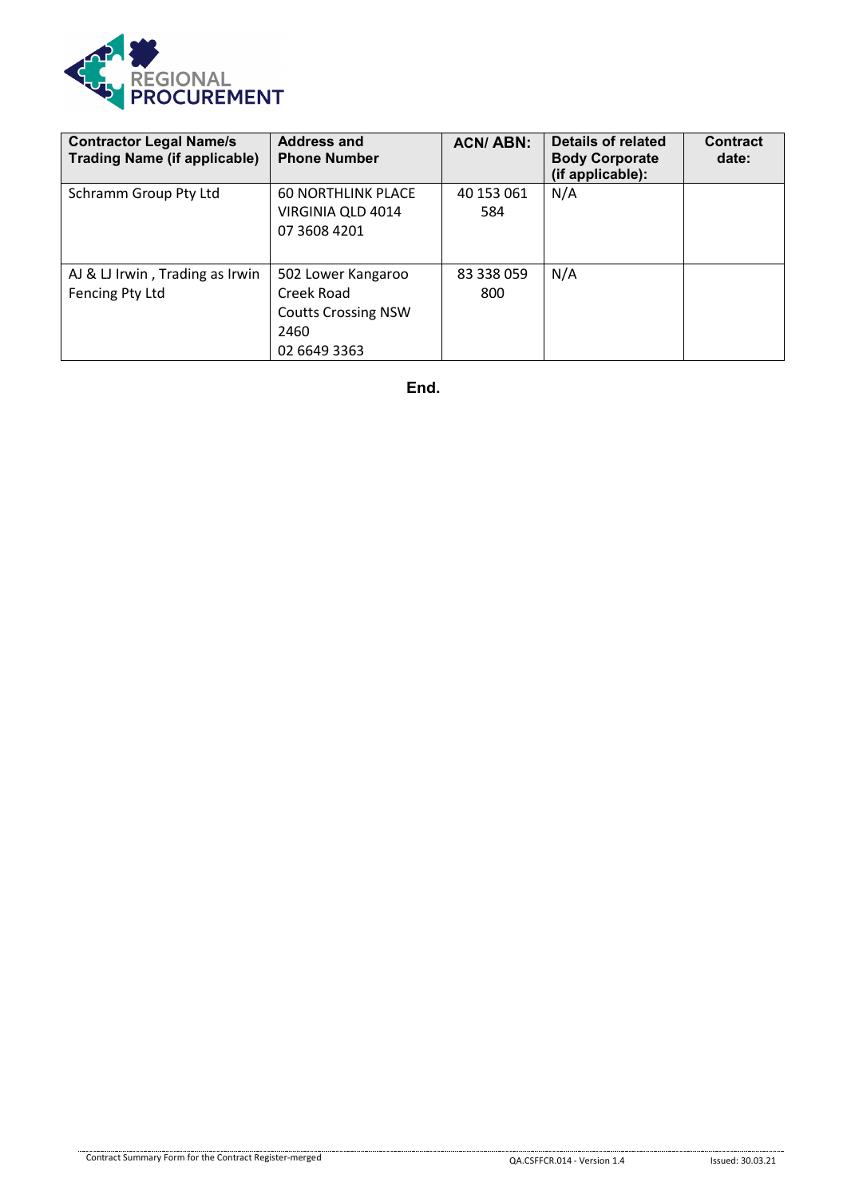| Contractor Legal Name/s Trading Name (if applicable) | Address and Phone Number | ACN/ ABN: | Details of related Body Corporate (if applicable): | Contract date: |
|---|---|---|---|---|
| Schramm Group Pty Ltd | 60 NORTHLINK PLACE VIRGINIA QLD 4014 07 3608 4201 | 40 153 061 584 | N/A | |
| AJ & LJ Irwin , Trading as Irwin Fencing Pty Ltd | 502 Lower Kangaroo Creek Road Coutts Crossing NSW 2460 02 6649 3363 | 83 338 059 800 | N/A | |

**End.**